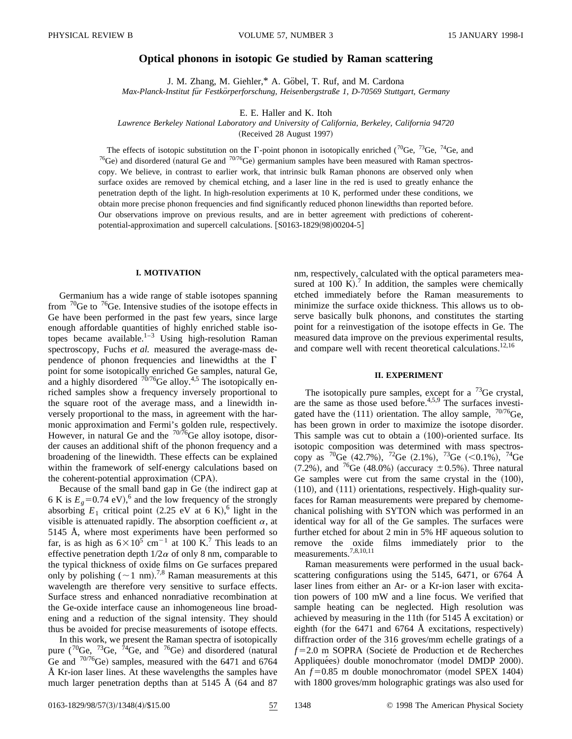# Optical phonons in isotopic Ge studied by Raman scattering

J. M. Zhang, M. Giehler,* A. Göbel, T. Ruf, and M. Cardona

*Max-Planck-Institut für Festkörperforschung, Heisenbergstraße 1, D-70569 Stuttgart, Germany*

E. E. Haller and K. Itoh

*Lawrence Berkeley National Laboratory and University of California, Berkeley, California 94720*

(Received 28 August 1997)

The effects of isotopic substitution on the Γ-point phonon in isotopically enriched ($^{70}$Ge, $^{73}$Ge, $^{74}$Ge, and $^{76}$Ge) and disordered (natural Ge and $^{70/76}$Ge) germanium samples have been measured with Raman spectroscopy. We believe, in contrast to earlier work, that intrinsic bulk Raman phonons are observed only when surface oxides are removed by chemical etching, and a laser line in the red is used to greatly enhance the penetration depth of the light. In high-resolution experiments at 10 K, performed under these conditions, we obtain more precise phonon frequencies and find significantly reduced phonon linewidths than reported before. Our observations improve on previous results, and are in better agreement with predictions of coherent-potential-approximation and supercell calculations. [S0163-1829(98)00204-5]

## I. MOTIVATION

Germanium has a wide range of stable isotopes spanning from $^{70}$Ge to $^{76}$Ge. Intensive studies of the isotope effects in Ge have been performed in the past few years, since large enough affordable quantities of highly enriched stable isotopes became available.[1–3] Using high-resolution Raman spectroscopy, Fuchs *et al.* measured the average-mass dependence of phonon frequencies and linewidths at the Γ point for some isotopically enriched Ge samples, natural Ge, and a highly disordered $^{70/76}$Ge alloy.[4,5] The isotopically enriched samples show a frequency inversely proportional to the square root of the average mass, and a linewidth inversely proportional to the mass, in agreement with the harmonic approximation and Fermi's golden rule, respectively. However, in natural Ge and the $^{70/76}$Ge alloy isotope, disorder causes an additional shift of the phonon frequency and a broadening of the linewidth. These effects can be explained within the framework of self-energy calculations based on the coherent-potential approximation (CPA).

Because of the small band gap in Ge (the indirect gap at 6 K is $E_g=0.74$ eV),[6] and the low frequency of the strongly absorbing $E_1$ critical point (2.25 eV at 6 K),[6] light in the visible is attenuated rapidly. The absorption coefficient $\alpha$, at 5145 Å, where most experiments have been performed so far, is as high as $6\times10^5$ cm$^{-1}$ at 100 K.[7] This leads to an effective penetration depth $1/2\alpha$ of only 8 nm, comparable to the typical thickness of oxide films on Ge surfaces prepared only by polishing (~1 nm).[7,8] Raman measurements at this wavelength are therefore very sensitive to surface effects. Surface stress and enhanced nonradiative recombination at the Ge-oxide interface cause an inhomogeneous line broadening and a reduction of the signal intensity. They should thus be avoided for precise measurements of isotope effects.

In this work, we present the Raman spectra of isotopically pure ($^{70}$Ge, $^{73}$Ge, $^{74}$Ge, and $^{76}$Ge) and disordered (natural Ge and $^{70/76}$Ge) samples, measured with the 6471 and 6764 Å Kr-ion laser lines. At these wavelengths the samples have much larger penetration depths than at 5145 Å (64 and 87 nm, respectively, calculated with the optical parameters measured at 100 K).[7] In addition, the samples were chemically etched immediately before the Raman measurements to minimize the surface oxide thickness. This allows us to observe basically bulk phonons, and constitutes the starting point for a reinvestigation of the isotope effects in Ge. The measured data improve on the previous experimental results, and compare well with recent theoretical calculations.[12,16]

## II. EXPERIMENT

The isotopically pure samples, except for a $^{73}$Ge crystal, are the same as those used before.[4,5,9] The surfaces investigated have the (111) orientation. The alloy sample, $^{70/76}$Ge, has been grown in order to maximize the isotope disorder. This sample was cut to obtain a (100)-oriented surface. Its isotopic composition was determined with mass spectroscopy as $^{70}$Ge (42.7%), $^{72}$Ge (2.1%), $^{73}$Ge (<0.1%), $^{74}$Ge (7.2%), and $^{76}$Ge (48.0%) (accuracy ±0.5%). Three natural Ge samples were cut from the same crystal in the (100), (110), and (111) orientations, respectively. High-quality surfaces for Raman measurements were prepared by chemomechanical polishing with SYTON which was performed in an identical way for all of the Ge samples. The surfaces were further etched for about 2 min in 5% HF aqueous solution to remove the oxide films immediately prior to the measurements.[7,8,10,11]

Raman measurements were performed in the usual backscattering configurations using the 5145, 6471, or 6764 Å laser lines from either an Ar- or a Kr-ion laser with excitation powers of 100 mW and a line focus. We verified that sample heating can be neglected. High resolution was achieved by measuring in the 11th (for 5145 Å excitation) or eighth (for the 6471 and 6764 Å excitations, respectively) diffraction order of the 316 groves/mm echelle gratings of a $f=2.0$ m SOPRA (Societé de Production et de Recherches Appliquées) double monochromator (model DMDP 2000). An $f=0.85$ m double monochromator (model SPEX 1404) with 1800 groves/mm holographic gratings was also used for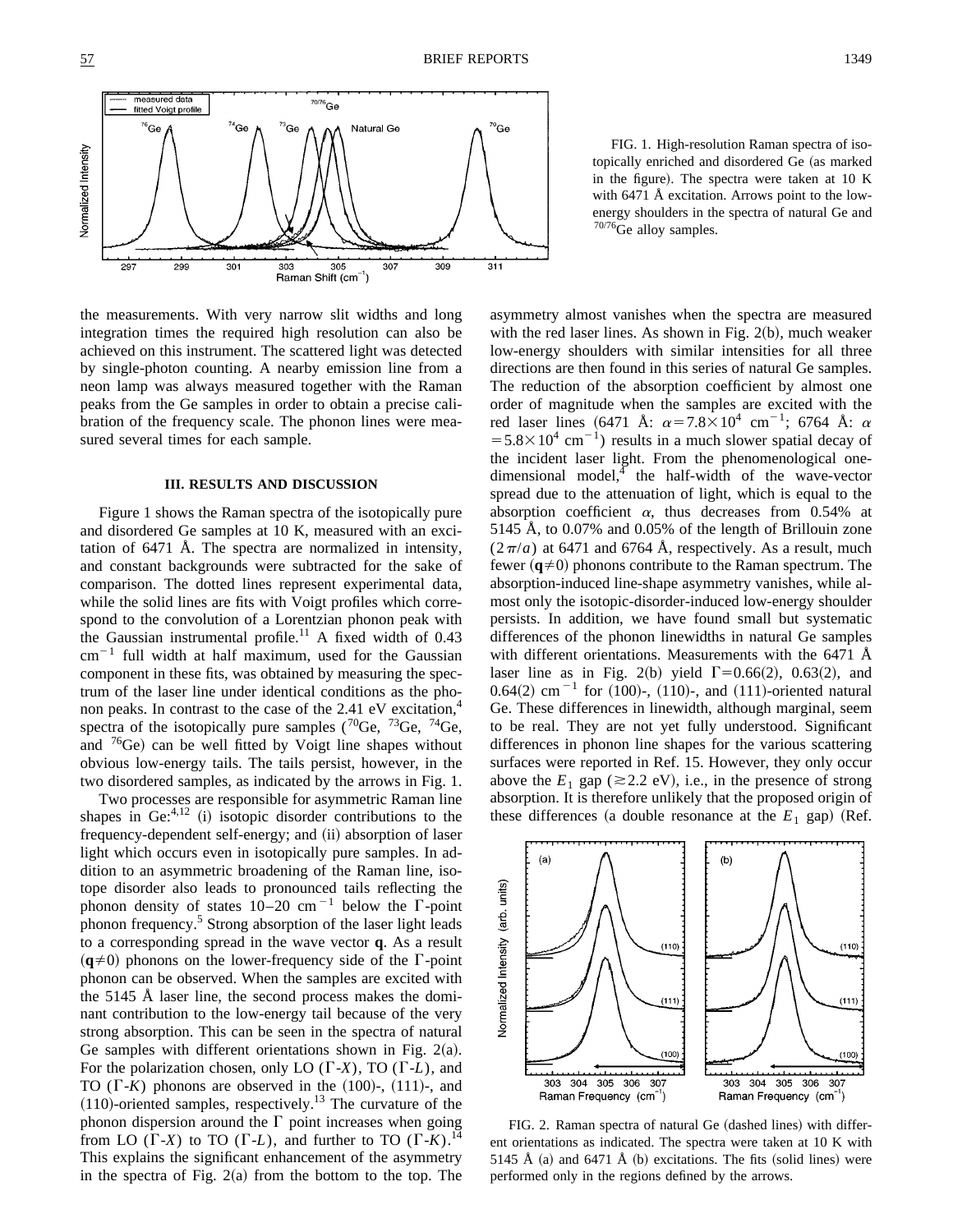FIG. 1. High-resolution Raman spectra of isotopically enriched and disordered Ge (as marked in the figure). The spectra were taken at 10 K with 6471 Å excitation. Arrows point to the low-energy shoulders in the spectra of natural Ge and $^{70/76}$Ge alloy samples.

the measurements. With very narrow slit widths and long integration times the required high resolution can also be achieved on this instrument. The scattered light was detected by single-photon counting. A nearby emission line from a neon lamp was always measured together with the Raman peaks from the Ge samples in order to obtain a precise calibration of the frequency scale. The phonon lines were measured several times for each sample.

## III. RESULTS AND DISCUSSION

Figure 1 shows the Raman spectra of the isotopically pure and disordered Ge samples at 10 K, measured with an excitation of 6471 Å. The spectra are normalized in intensity, and constant backgrounds were subtracted for the sake of comparison. The dotted lines represent experimental data, while the solid lines are fits with Voigt profiles which correspond to the convolution of a Lorentzian phonon peak with the Gaussian instrumental profile.[11] A fixed width of 0.43 $cm^{-1}$ full width at half maximum, used for the Gaussian component in these fits, was obtained by measuring the spectrum of the laser line under identical conditions as the phonon peaks. In contrast to the case of the 2.41 eV excitation,[4] spectra of the isotopically pure samples ($^{70}$Ge, $^{73}$Ge, $^{74}$Ge, and $^{76}$Ge) can be well fitted by Voigt line shapes without obvious low-energy tails. The tails persist, however, in the two disordered samples, as indicated by the arrows in Fig. 1.

Two processes are responsible for asymmetric Raman line shapes in Ge:[4,12] (i) isotopic disorder contributions to the frequency-dependent self-energy; and (ii) absorption of laser light which occurs even in isotopically pure samples. In addition to an asymmetric broadening of the Raman line, isotope disorder also leads to pronounced tails reflecting the phonon density of states 10–20 $cm^{-1}$ below the Γ-point phonon frequency.[5] Strong absorption of the laser light leads to a corresponding spread in the wave vector **q**. As a result ($\mathbf{q}\neq 0$) phonons on the lower-frequency side of the Γ-point phonon can be observed. When the samples are excited with the 5145 Å laser line, the second process makes the dominant contribution to the low-energy tail because of the very strong absorption. This can be seen in the spectra of natural Ge samples with different orientations shown in Fig. 2(a). For the polarization chosen, only LO (Γ-*X*), TO (Γ-*L*), and TO (Γ-*K*) phonons are observed in the (100)-, (111)-, and (110)-oriented samples, respectively.[13] The curvature of the phonon dispersion around the Γ point increases when going from LO (Γ-*X*) to TO (Γ-*L*), and further to TO (Γ-*K*).[14] This explains the significant enhancement of the asymmetry in the spectra of Fig. 2(a) from the bottom to the top. The asymmetry almost vanishes when the spectra are measured with the red laser lines. As shown in Fig. 2(b), much weaker low-energy shoulders with similar intensities for all three directions are then found in this series of natural Ge samples. The reduction of the absorption coefficient by almost one order of magnitude when the samples are excited with the red laser lines (6471 Å: $\alpha=7.8\times10^{4}$ $cm^{-1}$; 6764 Å: $\alpha=5.8\times10^{4}$ $cm^{-1}$) results in a much slower spatial decay of the incident laser light. From the phenomenological one-dimensional model,[4] the half-width of the wave-vector spread due to the attenuation of light, which is equal to the absorption coefficient $\alpha$, thus decreases from 0.54% at 5145 Å, to 0.07% and 0.05% of the length of Brillouin zone ($2\pi/a$) at 6471 and 6764 Å, respectively. As a result, much fewer ($\mathbf{q}\neq 0$) phonons contribute to the Raman spectrum. The absorption-induced line-shape asymmetry vanishes, while almost only the isotopic-disorder-induced low-energy shoulder persists. In addition, we have found small but systematic differences of the phonon linewidths in natural Ge samples with different orientations. Measurements with the 6471 Å laser line as in Fig. 2(b) yield $\Gamma=0.66(2)$, 0.63(2), and 0.64(2) $cm^{-1}$ for (100)-, (110)-, and (111)-oriented natural Ge. These differences in linewidth, although marginal, seem to be real. They are not yet fully understood. Significant differences in phonon line shapes for the various scattering surfaces were reported in Ref. 15. However, they only occur above the $E_1$ gap ($\gtrsim$2.2 eV), i.e., in the presence of strong absorption. It is therefore unlikely that the proposed origin of these differences (a double resonance at the $E_1$ gap) (Ref.

FIG. 2. Raman spectra of natural Ge (dashed lines) with different orientations as indicated. The spectra were taken at 10 K with 5145 Å (a) and 6471 Å (b) excitations. The fits (solid lines) were performed only in the regions defined by the arrows.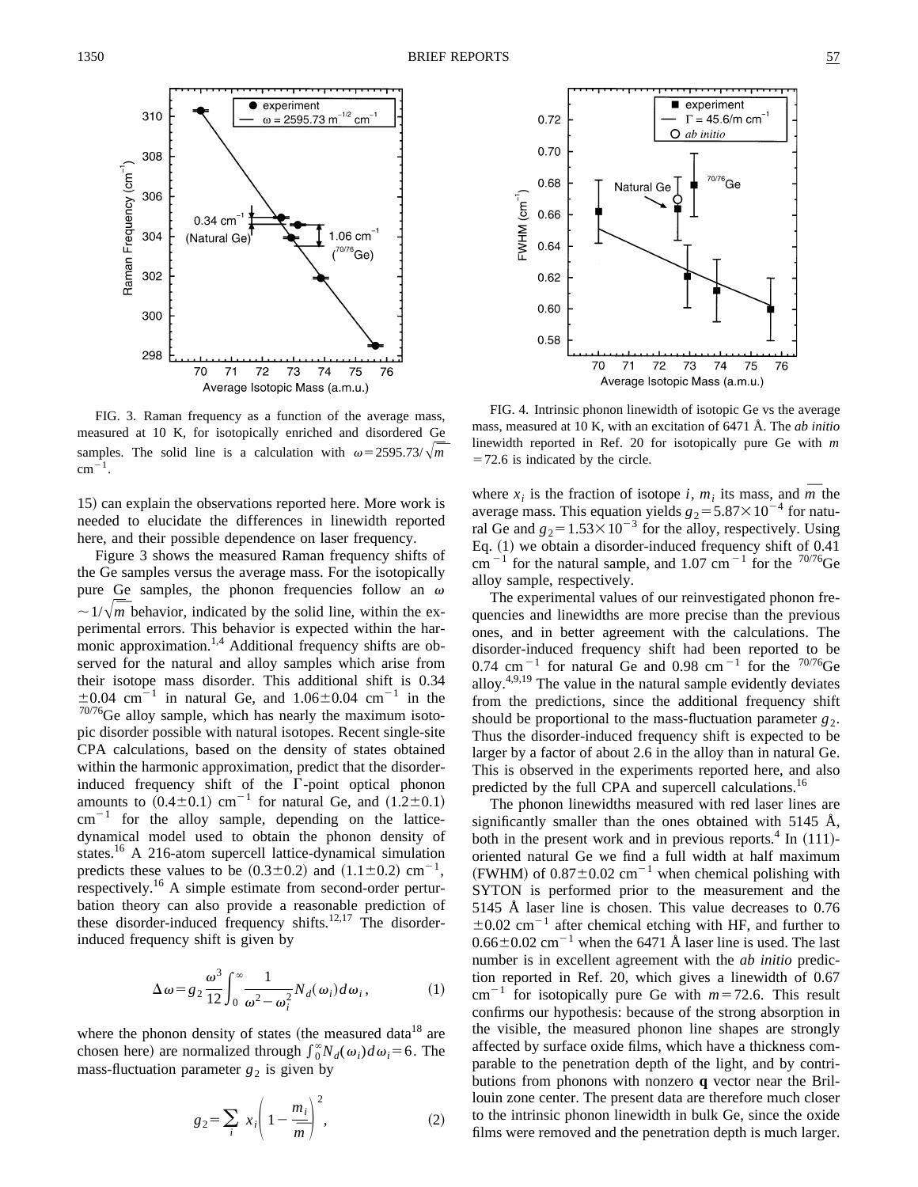FIG. 3. Raman frequency as a function of the average mass, measured at 10 K, for isotopically enriched and disordered Ge samples. The solid line is a calculation with $\omega = 2595.73/\sqrt{m}$ $\mathrm{cm}^{-1}$.

FIG. 4. Intrinsic phonon linewidth of isotopic Ge vs the average mass, measured at 10 K, with an excitation of 6471 Å. The *ab initio* linewidth reported in Ref. 20 for isotopically pure Ge with $m = 72.6$ is indicated by the circle.

15) can explain the observations reported here. More work is needed to elucidate the differences in linewidth reported here, and their possible dependence on laser frequency.

Figure 3 shows the measured Raman frequency shifts of the Ge samples versus the average mass. For the isotopically pure Ge samples, the phonon frequencies follow an $\omega \sim 1/\sqrt{m}$ behavior, indicated by the solid line, within the experimental errors. This behavior is expected within the harmonic approximation.[1,4] Additional frequency shifts are observed for the natural and alloy samples which arise from their isotope mass disorder. This additional shift is 0.34 $\pm 0.04$ $\mathrm{cm}^{-1}$ in natural Ge, and $1.06 \pm 0.04$ $\mathrm{cm}^{-1}$ in the $^{70/76}$Ge alloy sample, which has nearly the maximum isotopic disorder possible with natural isotopes. Recent single-site CPA calculations, based on the density of states obtained within the harmonic approximation, predict that the disorder-induced frequency shift of the $\Gamma$-point optical phonon amounts to $(0.4 \pm 0.1)$ $\mathrm{cm}^{-1}$ for natural Ge, and $(1.2 \pm 0.1)$ $\mathrm{cm}^{-1}$ for the alloy sample, depending on the lattice-dynamical model used to obtain the phonon density of states.[16] A 216-atom supercell lattice-dynamical simulation predicts these values to be $(0.3 \pm 0.2)$ and $(1.1 \pm 0.2)$ $\mathrm{cm}^{-1}$, respectively.[16] A simple estimate from second-order perturbation theory can also provide a reasonable prediction of these disorder-induced frequency shifts.[12,17] The disorder-induced frequency shift is given by

$$\Delta \omega = g_2 \frac{\omega^3}{12} \int_0^\infty \frac{1}{\omega^2 - \omega_i^2} N_d(\omega_i) d\omega_i, \qquad (1)$$

where the phonon density of states (the measured data[18] are chosen here) are normalized through $\int_0^\infty N_d(\omega_i) d\omega_i = 6$. The mass-fluctuation parameter $g_2$ is given by

$$g_2 = \sum_i x_i \left(1 - \frac{m_i}{\overline{m}}\right)^2, \qquad (2)$$

where $x_i$ is the fraction of isotope $i$, $m_i$ its mass, and $\overline{m}$ the average mass. This equation yields $g_2 = 5.87 \times 10^{-4}$ for natural Ge and $g_2 = 1.53 \times 10^{-3}$ for the alloy, respectively. Using Eq. (1) we obtain a disorder-induced frequency shift of 0.41 $\mathrm{cm}^{-1}$ for the natural sample, and 1.07 $\mathrm{cm}^{-1}$ for the $^{70/76}$Ge alloy sample, respectively.

The experimental values of our reinvestigated phonon frequencies and linewidths are more precise than the previous ones, and in better agreement with the calculations. The disorder-induced frequency shift had been reported to be 0.74 $\mathrm{cm}^{-1}$ for natural Ge and 0.98 $\mathrm{cm}^{-1}$ for the $^{70/76}$Ge alloy.[4,9,19] The value in the natural sample evidently deviates from the predictions, since the additional frequency shift should be proportional to the mass-fluctuation parameter $g_2$. Thus the disorder-induced frequency shift is expected to be larger by a factor of about 2.6 in the alloy than in natural Ge. This is observed in the experiments reported here, and also predicted by the full CPA and supercell calculations.[16]

The phonon linewidths measured with red laser lines are significantly smaller than the ones obtained with 5145 Å, both in the present work and in previous reports.[4] In (111)-oriented natural Ge we find a full width at half maximum (FWHM) of $0.87 \pm 0.02$ $\mathrm{cm}^{-1}$ when chemical polishing with SYTON is performed prior to the measurement and the 5145 Å laser line is chosen. This value decreases to 0.76 $\pm 0.02$ $\mathrm{cm}^{-1}$ after chemical etching with HF, and further to $0.66 \pm 0.02$ $\mathrm{cm}^{-1}$ when the 6471 Å laser line is used. The last number is in excellent agreement with the *ab initio* prediction reported in Ref. 20, which gives a linewidth of 0.67 $\mathrm{cm}^{-1}$ for isotopically pure Ge with $m = 72.6$. This result confirms our hypothesis: because of the strong absorption in the visible, the measured phonon line shapes are strongly affected by surface oxide films, which have a thickness comparable to the penetration depth of the light, and by contributions from phonons with nonzero **q** vector near the Brillouin zone center. The present data are therefore much closer to the intrinsic phonon linewidth in bulk Ge, since the oxide films were removed and the penetration depth is much larger.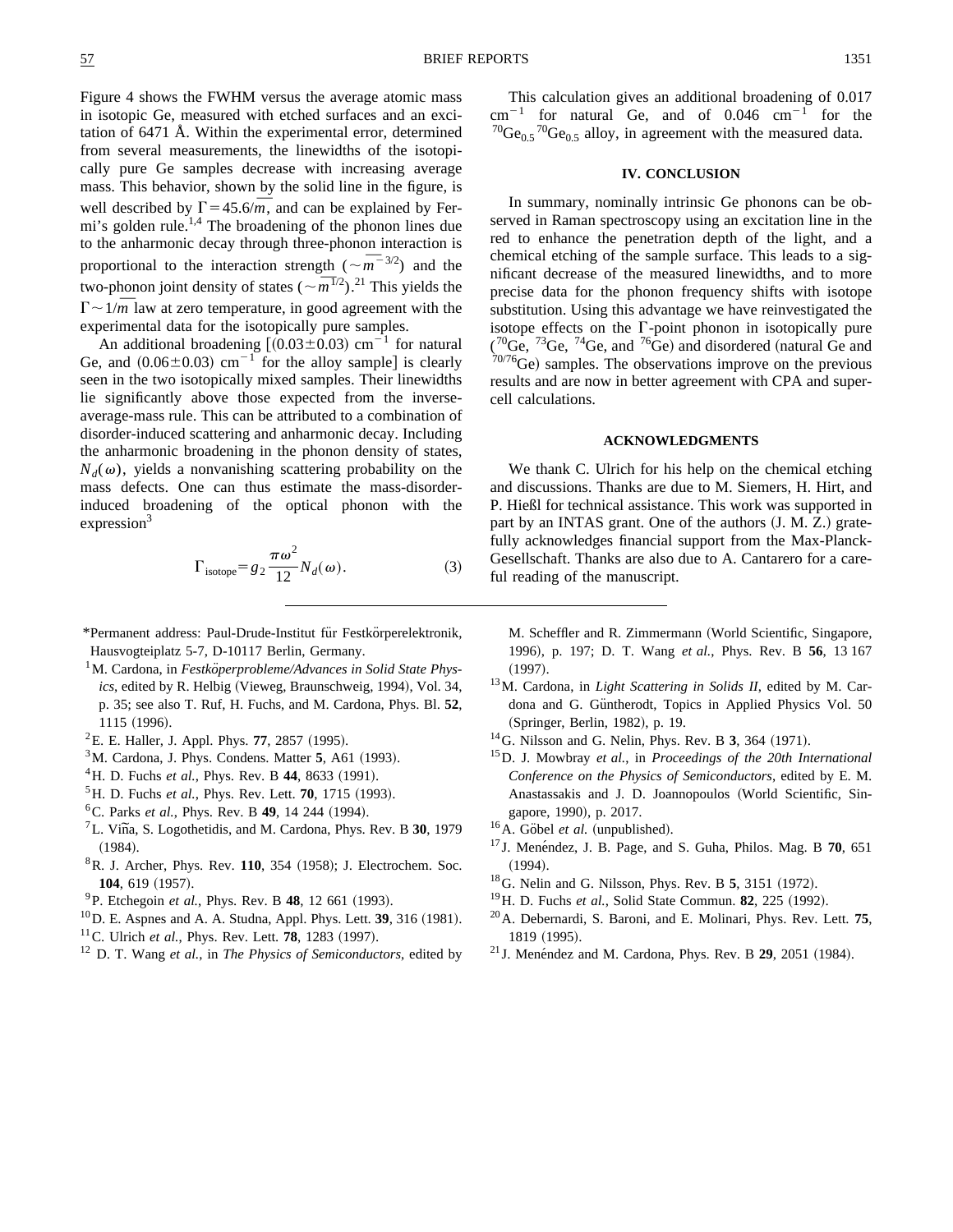Figure 4 shows the FWHM versus the average atomic mass in isotopic Ge, measured with etched surfaces and an excitation of 6471 Å. Within the experimental error, determined from several measurements, the linewidths of the isotopically pure Ge samples decrease with increasing average mass. This behavior, shown by the solid line in the figure, is well described by $\Gamma = 45.6/\overline{m}$, and can be explained by Fermi's golden rule.[1,4] The broadening of the phonon lines due to the anharmonic decay through three-phonon interaction is proportional to the interaction strength ($\sim \overline{m}^{-3/2}$) and the two-phonon joint density of states ($\sim \overline{m}^{1/2}$).[21] This yields the $\Gamma \sim 1/\overline{m}$ law at zero temperature, in good agreement with the experimental data for the isotopically pure samples.

An additional broadening [$(0.03\pm0.03)$ cm$^{-1}$ for natural Ge, and $(0.06\pm0.03)$ cm$^{-1}$ for the alloy sample] is clearly seen in the two isotopically mixed samples. Their linewidths lie significantly above those expected from the inverse-average-mass rule. This can be attributed to a combination of disorder-induced scattering and anharmonic decay. Including the anharmonic broadening in the phonon density of states, $N_d(\omega)$, yields a nonvanishing scattering probability on the mass defects. One can thus estimate the mass-disorder-induced broadening of the optical phonon with the expression[3]

$$\Gamma_{\text{isotope}} = g_2 \frac{\pi \omega^2}{12} N_d(\omega). \tag{3}$$

This calculation gives an additional broadening of 0.017 cm$^{-1}$ for natural Ge, and of 0.046 cm$^{-1}$ for the $^{70}Ge_{0.5}\,^{70}Ge_{0.5}$ alloy, in agreement with the measured data.

## IV. CONCLUSION

In summary, nominally intrinsic Ge phonons can be observed in Raman spectroscopy using an excitation line in the red to enhance the penetration depth of the light, and a chemical etching of the sample surface. This leads to a significant decrease of the measured linewidths, and to more precise data for the phonon frequency shifts with isotope substitution. Using this advantage we have reinvestigated the isotope effects on the $\Gamma$-point phonon in isotopically pure ($^{70}$Ge, $^{73}$Ge, $^{74}$Ge, and $^{76}$Ge) and disordered (natural Ge and $^{70/76}$Ge) samples. The observations improve on the previous results and are now in better agreement with CPA and supercell calculations.

## ACKNOWLEDGMENTS

We thank C. Ulrich for his help on the chemical etching and discussions. Thanks are due to M. Siemers, H. Hirt, and P. Hießl for technical assistance. This work was supported in part by an INTAS grant. One of the authors (J. M. Z.) gratefully acknowledges financial support from the Max-Planck-Gesellschaft. Thanks are also due to A. Cantarero for a careful reading of the manuscript.

---

*Permanent address: Paul-Drude-Institut für Festkörperelektronik, Hausvogteiplatz 5-7, D-10117 Berlin, Germany.

[1] M. Cardona, in *Festköperprobleme/Advances in Solid State Physics*, edited by R. Helbig (Vieweg, Braunschweig, 1994), Vol. 34, p. 35; see also T. Ruf, H. Fuchs, and M. Cardona, Phys. Bl. **52**, 1115 (1996).

[2] E. E. Haller, J. Appl. Phys. **77**, 2857 (1995).

[3] M. Cardona, J. Phys. Condens. Matter **5**, A61 (1993).

[4] H. D. Fuchs *et al.*, Phys. Rev. B **44**, 8633 (1991).

[5] H. D. Fuchs *et al.*, Phys. Rev. Lett. **70**, 1715 (1993).

[6] C. Parks *et al.*, Phys. Rev. B **49**, 14 244 (1994).

[7] L. Viña, S. Logothetidis, and M. Cardona, Phys. Rev. B **30**, 1979 (1984).

[8] R. J. Archer, Phys. Rev. **110**, 354 (1958); J. Electrochem. Soc. **104**, 619 (1957).

[9] P. Etchegoin *et al.*, Phys. Rev. B **48**, 12 661 (1993).

[10] D. E. Aspnes and A. A. Studna, Appl. Phys. Lett. **39**, 316 (1981).

[11] C. Ulrich *et al.*, Phys. Rev. Lett. **78**, 1283 (1997).

[12] D. T. Wang *et al.*, in *The Physics of Semiconductors*, edited by M. Scheffler and R. Zimmermann (World Scientific, Singapore, 1996), p. 197; D. T. Wang *et al.*, Phys. Rev. B **56**, 13 167 (1997).

[13] M. Cardona, in *Light Scattering in Solids II*, edited by M. Cardona and G. Güntherodt, Topics in Applied Physics Vol. 50 (Springer, Berlin, 1982), p. 19.

[14] G. Nilsson and G. Nelin, Phys. Rev. B **3**, 364 (1971).

[15] D. J. Mowbray *et al.*, in *Proceedings of the 20th International Conference on the Physics of Semiconductors*, edited by E. M. Anastassakis and J. D. Joannopoulos (World Scientific, Singapore, 1990), p. 2017.

[16] A. Göbel *et al.* (unpublished).

[17] J. Menéndez, J. B. Page, and S. Guha, Philos. Mag. B **70**, 651 (1994).

[18] G. Nelin and G. Nilsson, Phys. Rev. B **5**, 3151 (1972).

[19] H. D. Fuchs *et al.*, Solid State Commun. **82**, 225 (1992).

[20] A. Debernardi, S. Baroni, and E. Molinari, Phys. Rev. Lett. **75**, 1819 (1995).

[21] J. Menéndez and M. Cardona, Phys. Rev. B **29**, 2051 (1984).